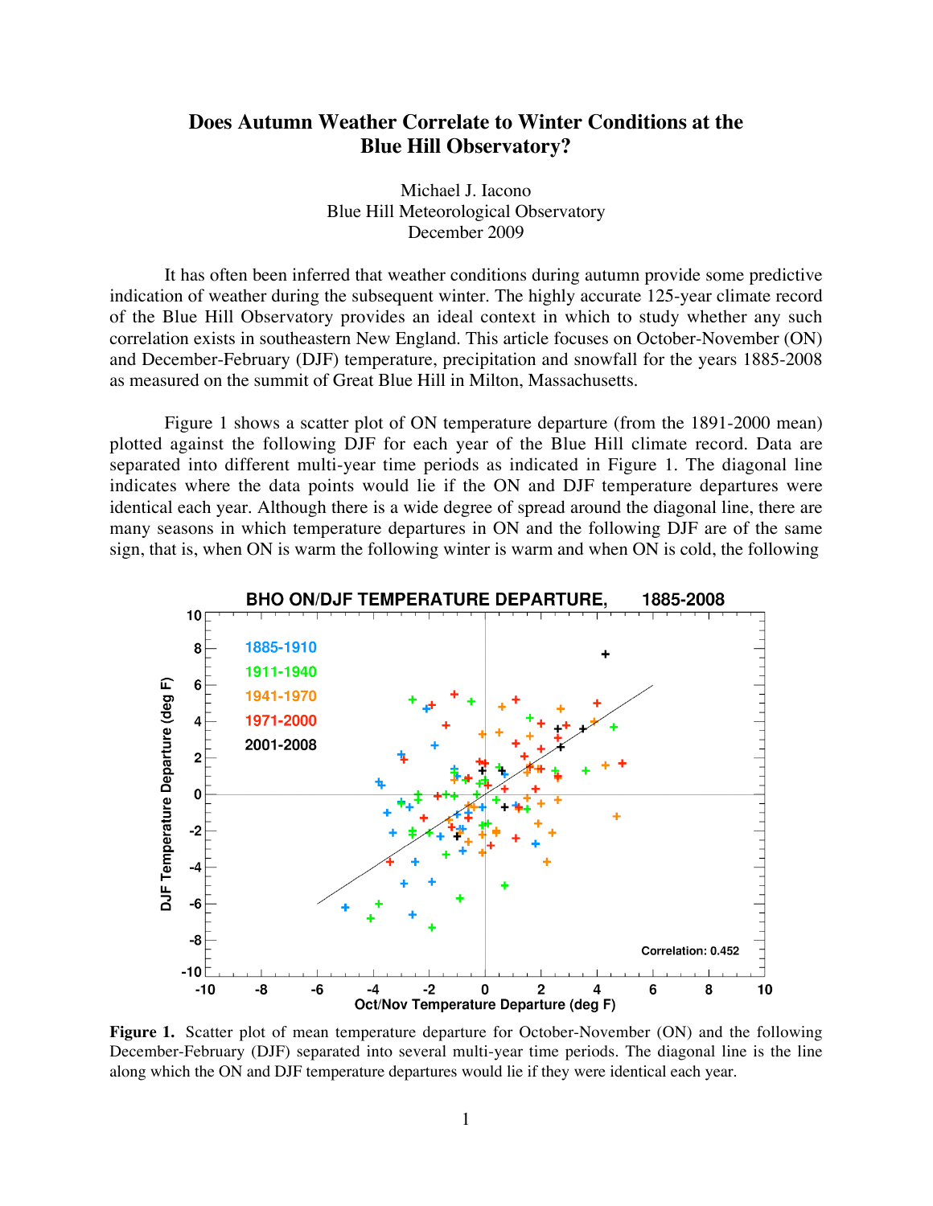# Does Autumn Weather Correlate to Winter Conditions at the Blue Hill Observatory?

Michael J. Iacono
Blue Hill Meteorological Observatory
December 2009

It has often been inferred that weather conditions during autumn provide some predictive indication of weather during the subsequent winter. The highly accurate 125-year climate record of the Blue Hill Observatory provides an ideal context in which to study whether any such correlation exists in southeastern New England. This article focuses on October-November (ON) and December-February (DJF) temperature, precipitation and snowfall for the years 1885-2008 as measured on the summit of Great Blue Hill in Milton, Massachusetts.

Figure 1 shows a scatter plot of ON temperature departure (from the 1891-2000 mean) plotted against the following DJF for each year of the Blue Hill climate record. Data are separated into different multi-year time periods as indicated in Figure 1. The diagonal line indicates where the data points would lie if the ON and DJF temperature departures were identical each year. Although there is a wide degree of spread around the diagonal line, there are many seasons in which temperature departures in ON and the following DJF are of the same sign, that is, when ON is warm the following winter is warm and when ON is cold, the following

**Figure 1.** Scatter plot of mean temperature departure for October-November (ON) and the following December-February (DJF) separated into several multi-year time periods. The diagonal line is the line along which the ON and DJF temperature departures would lie if they were identical each year.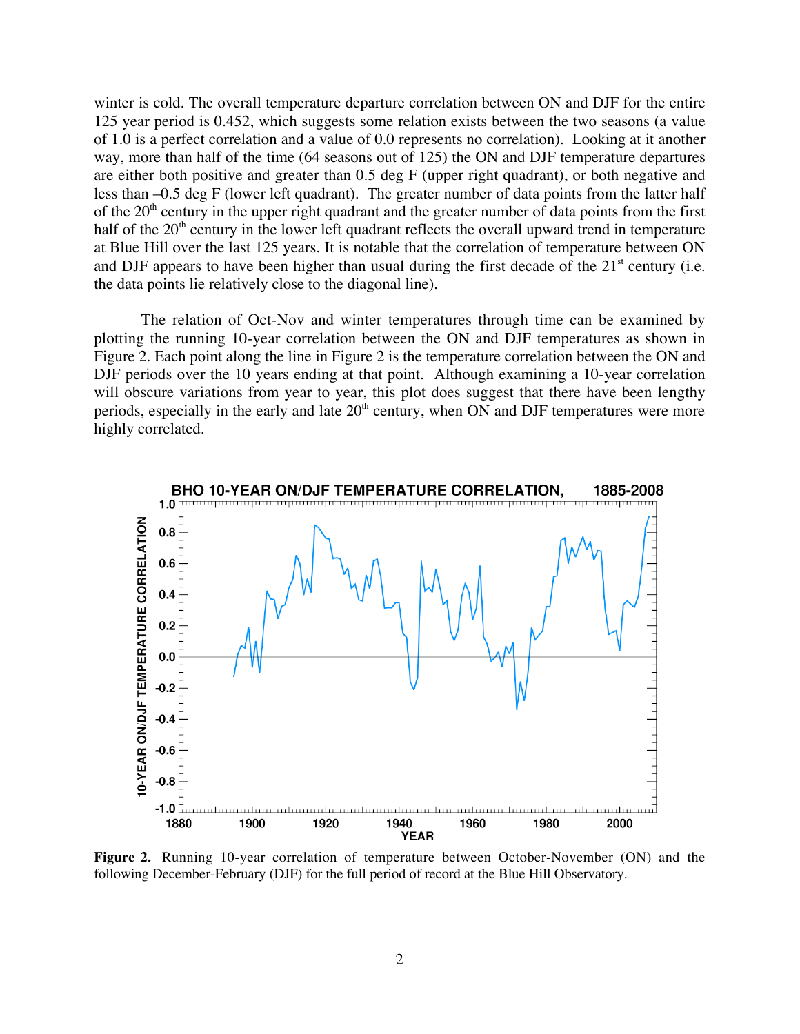winter is cold. The overall temperature departure correlation between ON and DJF for the entire 125 year period is 0.452, which suggests some relation exists between the two seasons (a value of 1.0 is a perfect correlation and a value of 0.0 represents no correlation). Looking at it another way, more than half of the time (64 seasons out of 125) the ON and DJF temperature departures are either both positive and greater than 0.5 deg F (upper right quadrant), or both negative and less than –0.5 deg F (lower left quadrant). The greater number of data points from the latter half of the 20th century in the upper right quadrant and the greater number of data points from the first half of the 20th century in the lower left quadrant reflects the overall upward trend in temperature at Blue Hill over the last 125 years. It is notable that the correlation of temperature between ON and DJF appears to have been higher than usual during the first decade of the 21st century (i.e. the data points lie relatively close to the diagonal line).

The relation of Oct-Nov and winter temperatures through time can be examined by plotting the running 10-year correlation between the ON and DJF temperatures as shown in Figure 2. Each point along the line in Figure 2 is the temperature correlation between the ON and DJF periods over the 10 years ending at that point. Although examining a 10-year correlation will obscure variations from year to year, this plot does suggest that there have been lengthy periods, especially in the early and late 20th century, when ON and DJF temperatures were more highly correlated.

**Figure 2.** Running 10-year correlation of temperature between October-November (ON) and the following December-February (DJF) for the full period of record at the Blue Hill Observatory.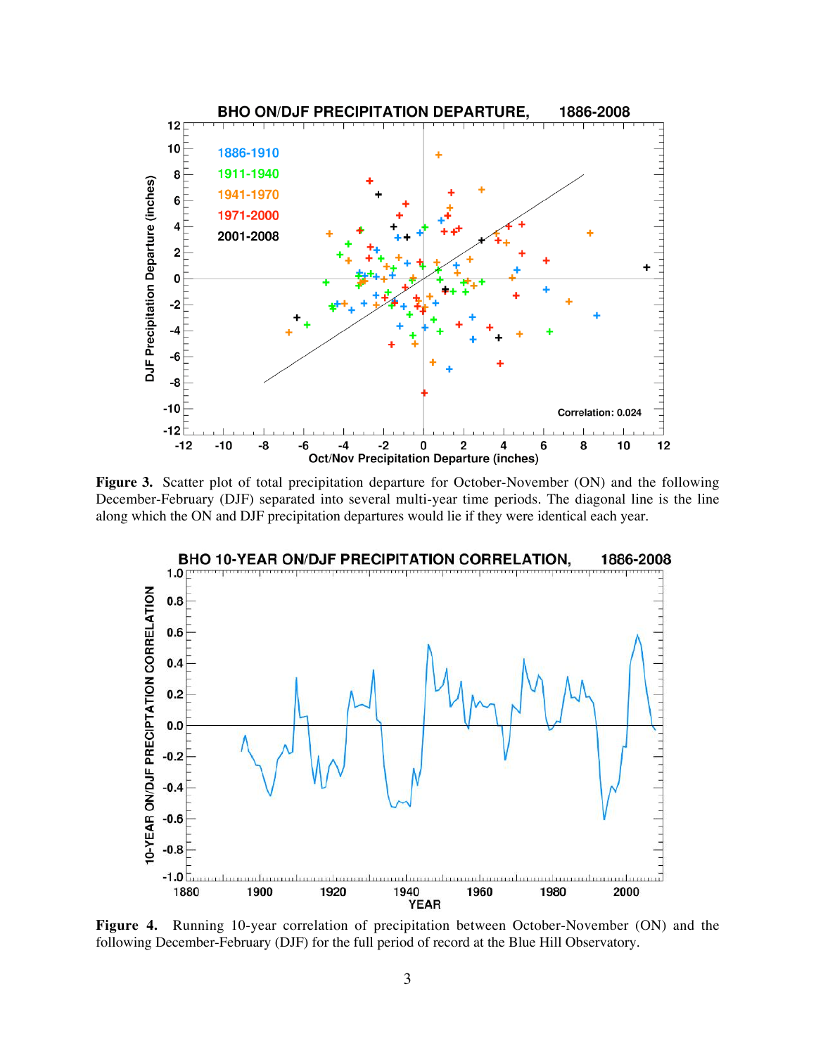**Figure 3.** Scatter plot of total precipitation departure for October-November (ON) and the following December-February (DJF) separated into several multi-year time periods. The diagonal line is the line along which the ON and DJF precipitation departures would lie if they were identical each year.

**Figure 4.** Running 10-year correlation of precipitation between October-November (ON) and the following December-February (DJF) for the full period of record at the Blue Hill Observatory.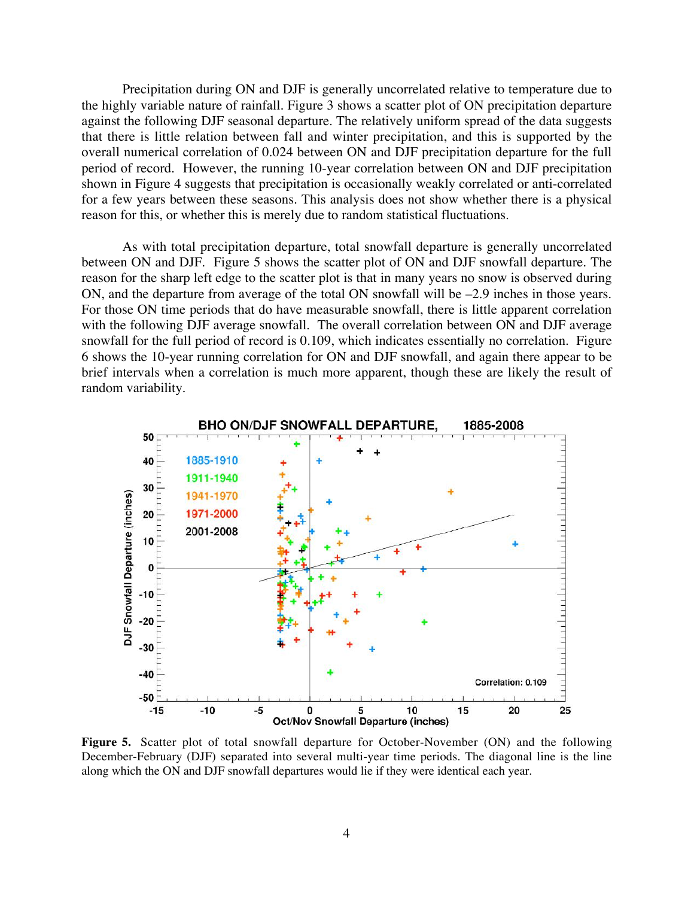Precipitation during ON and DJF is generally uncorrelated relative to temperature due to the highly variable nature of rainfall. Figure 3 shows a scatter plot of ON precipitation departure against the following DJF seasonal departure. The relatively uniform spread of the data suggests that there is little relation between fall and winter precipitation, and this is supported by the overall numerical correlation of 0.024 between ON and DJF precipitation departure for the full period of record. However, the running 10-year correlation between ON and DJF precipitation shown in Figure 4 suggests that precipitation is occasionally weakly correlated or anti-correlated for a few years between these seasons. This analysis does not show whether there is a physical reason for this, or whether this is merely due to random statistical fluctuations.

As with total precipitation departure, total snowfall departure is generally uncorrelated between ON and DJF. Figure 5 shows the scatter plot of ON and DJF snowfall departure. The reason for the sharp left edge to the scatter plot is that in many years no snow is observed during ON, and the departure from average of the total ON snowfall will be –2.9 inches in those years. For those ON time periods that do have measurable snowfall, there is little apparent correlation with the following DJF average snowfall. The overall correlation between ON and DJF average snowfall for the full period of record is 0.109, which indicates essentially no correlation. Figure 6 shows the 10-year running correlation for ON and DJF snowfall, and again there appear to be brief intervals when a correlation is much more apparent, though these are likely the result of random variability.

**Figure 5.** Scatter plot of total snowfall departure for October-November (ON) and the following December-February (DJF) separated into several multi-year time periods. The diagonal line is the line along which the ON and DJF snowfall departures would lie if they were identical each year.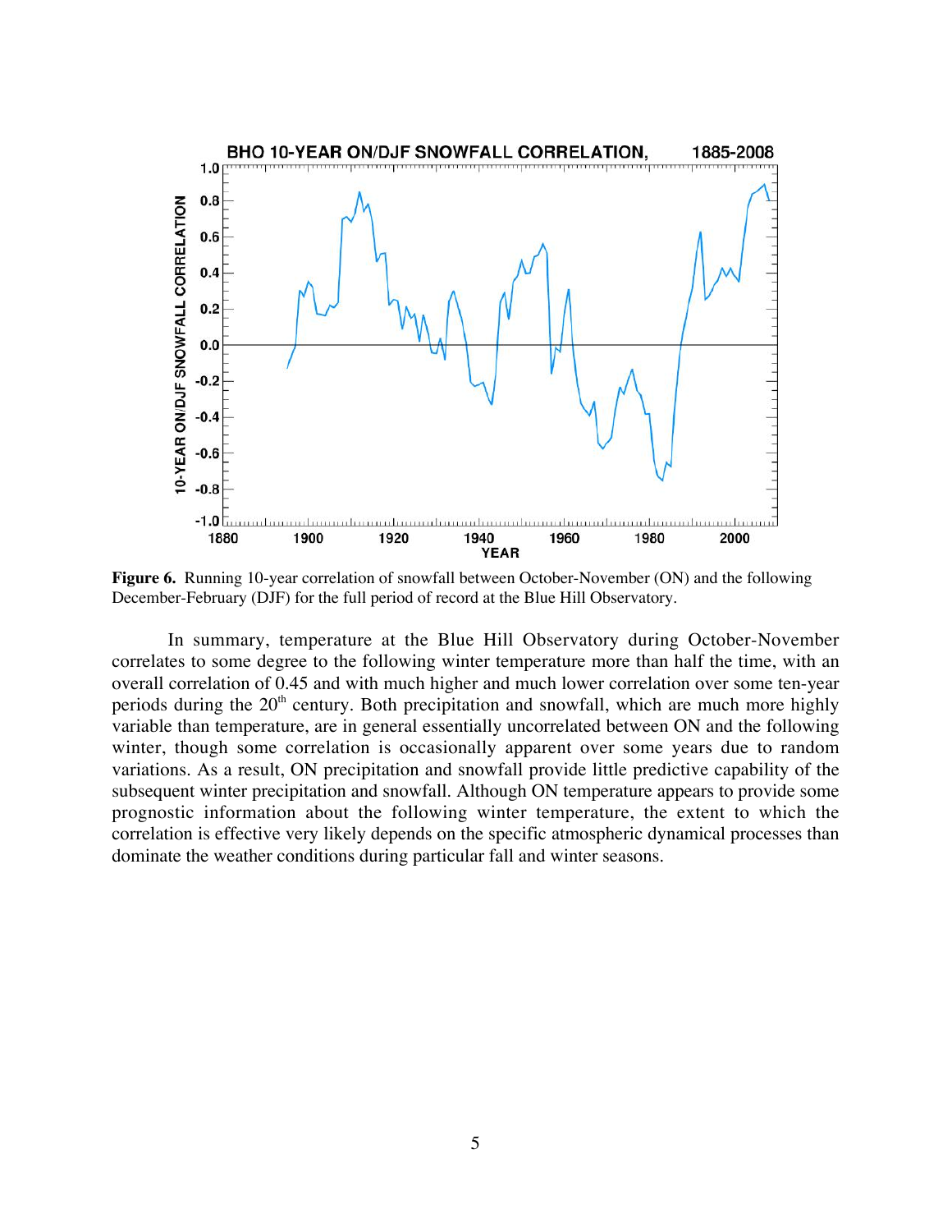BHO 10-YEAR ON/DJF SNOWFALL CORRELATION, 1885-2008

10-YEAR ON/DJF SNOWFALL CORRELATION

1.0
0.8
0.6
0.4
0.2
0.0
-0.2
-0.4
-0.6
-0.8
-1.0

1880 1900 1920 1940 1960 1980 2000

YEAR

**Figure 6.** Running 10-year correlation of snowfall between October-November (ON) and the following December-February (DJF) for the full period of record at the Blue Hill Observatory.

In summary, temperature at the Blue Hill Observatory during October-November correlates to some degree to the following winter temperature more than half the time, with an overall correlation of 0.45 and with much higher and much lower correlation over some ten-year periods during the 20th century. Both precipitation and snowfall, which are much more highly variable than temperature, are in general essentially uncorrelated between ON and the following winter, though some correlation is occasionally apparent over some years due to random variations. As a result, ON precipitation and snowfall provide little predictive capability of the subsequent winter precipitation and snowfall. Although ON temperature appears to provide some prognostic information about the following winter temperature, the extent to which the correlation is effective very likely depends on the specific atmospheric dynamical processes than dominate the weather conditions during particular fall and winter seasons.